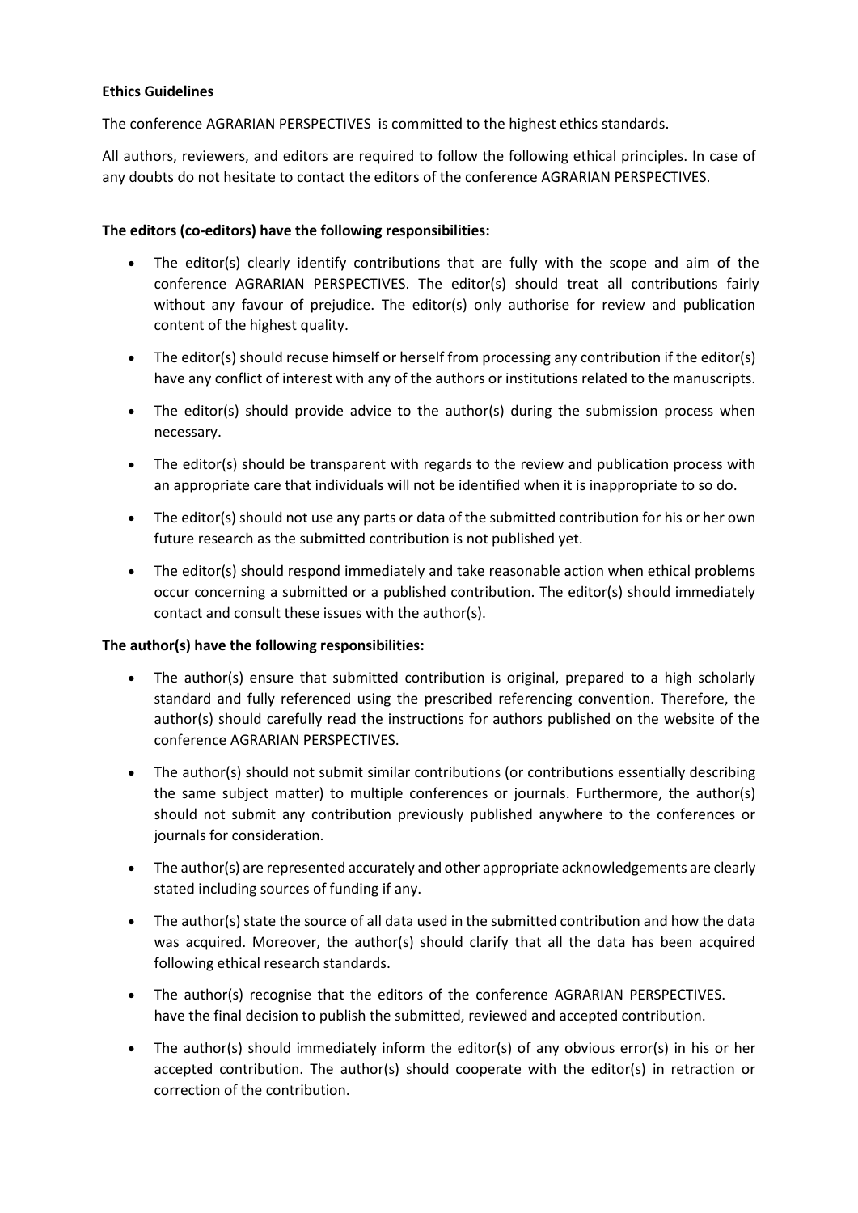**Ethics Guidelines**

The conference AGRARIAN PERSPECTIVES is committed to the highest ethics standards.

All authors, reviewers, and editors are required to follow the following ethical principles. In case of any doubts do not hesitate to contact the editors of the conference AGRARIAN PERSPECTIVES.

**The editors (co-editors) have the following responsibilities:**

- The editor(s) clearly identify contributions that are fully with the scope and aim of the conference AGRARIAN PERSPECTIVES. The editor(s) should treat all contributions fairly without any favour of prejudice. The editor(s) only authorise for review and publication content of the highest quality.
- The editor(s) should recuse himself or herself from processing any contribution if the editor(s) have any conflict of interest with any of the authors or institutions related to the manuscripts.
- The editor(s) should provide advice to the author(s) during the submission process when necessary.
- The editor(s) should be transparent with regards to the review and publication process with an appropriate care that individuals will not be identified when it is inappropriate to so do.
- The editor(s) should not use any parts or data of the submitted contribution for his or her own future research as the submitted contribution is not published yet.
- The editor(s) should respond immediately and take reasonable action when ethical problems occur concerning a submitted or a published contribution. The editor(s) should immediately contact and consult these issues with the author(s).

**The author(s) have the following responsibilities:**

- The author(s) ensure that submitted contribution is original, prepared to a high scholarly standard and fully referenced using the prescribed referencing convention. Therefore, the author(s) should carefully read the instructions for authors published on the website of the conference AGRARIAN PERSPECTIVES.
- The author(s) should not submit similar contributions (or contributions essentially describing the same subject matter) to multiple conferences or journals. Furthermore, the author(s) should not submit any contribution previously published anywhere to the conferences or journals for consideration.
- The author(s) are represented accurately and other appropriate acknowledgements are clearly stated including sources of funding if any.
- The author(s) state the source of all data used in the submitted contribution and how the data was acquired. Moreover, the author(s) should clarify that all the data has been acquired following ethical research standards.
- The author(s) recognise that the editors of the conference AGRARIAN PERSPECTIVES. have the final decision to publish the submitted, reviewed and accepted contribution.
- The author(s) should immediately inform the editor(s) of any obvious error(s) in his or her accepted contribution. The author(s) should cooperate with the editor(s) in retraction or correction of the contribution.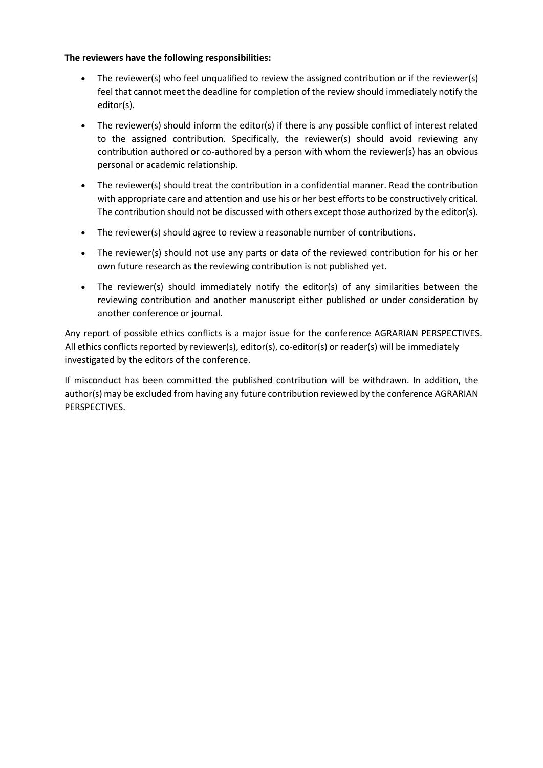**The reviewers have the following responsibilities:**

- The reviewer(s) who feel unqualified to review the assigned contribution or if the reviewer(s) feel that cannot meet the deadline for completion of the review should immediately notify the editor(s).
- The reviewer(s) should inform the editor(s) if there is any possible conflict of interest related to the assigned contribution. Specifically, the reviewer(s) should avoid reviewing any contribution authored or co-authored by a person with whom the reviewer(s) has an obvious personal or academic relationship.
- The reviewer(s) should treat the contribution in a confidential manner. Read the contribution with appropriate care and attention and use his or her best efforts to be constructively critical. The contribution should not be discussed with others except those authorized by the editor(s).
- The reviewer(s) should agree to review a reasonable number of contributions.
- The reviewer(s) should not use any parts or data of the reviewed contribution for his or her own future research as the reviewing contribution is not published yet.
- The reviewer(s) should immediately notify the editor(s) of any similarities between the reviewing contribution and another manuscript either published or under consideration by another conference or journal.

Any report of possible ethics conflicts is a major issue for the conference AGRARIAN PERSPECTIVES. All ethics conflicts reported by reviewer(s), editor(s), co-editor(s) or reader(s) will be immediately investigated by the editors of the conference.

If misconduct has been committed the published contribution will be withdrawn. In addition, the author(s) may be excluded from having any future contribution reviewed by the conference AGRARIAN PERSPECTIVES.